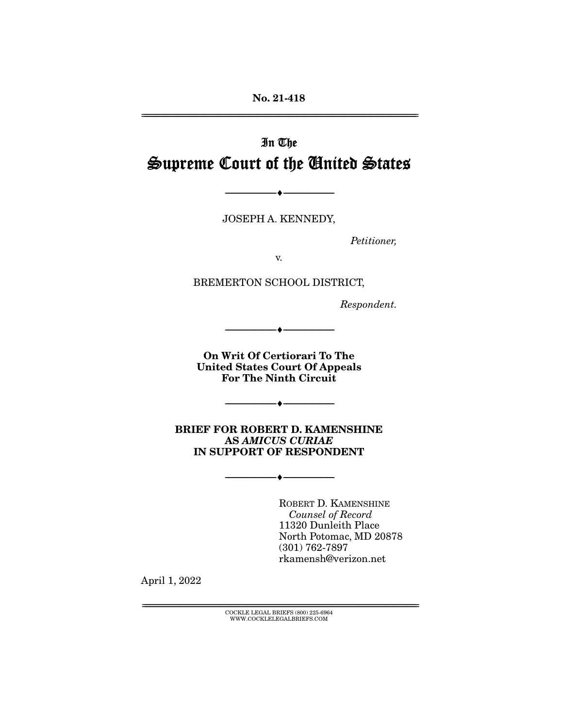No. 21-418

---

In The

# Supreme Court of the United States

---

JOSEPH A. KENNEDY,

*Petitioner,*

v.

BREMERTON SCHOOL DISTRICT,

*Respondent.*

---

**On Writ Of Certiorari To The United States Court Of Appeals For The Ninth Circuit**

---

**BRIEF FOR ROBERT D. KAMENSHINE AS *AMICUS CURIAE* IN SUPPORT OF RESPONDENT**

---

ROBERT D. KAMENSHINE
*Counsel of Record*
11320 Dunleith Place
North Potomac, MD 20878
(301) 762-7897
rkamensh@verizon.net

April 1, 2022

COCKLE LEGAL BRIEFS (800) 225-6964
WWW.COCKLELEGALBRIEFS.COM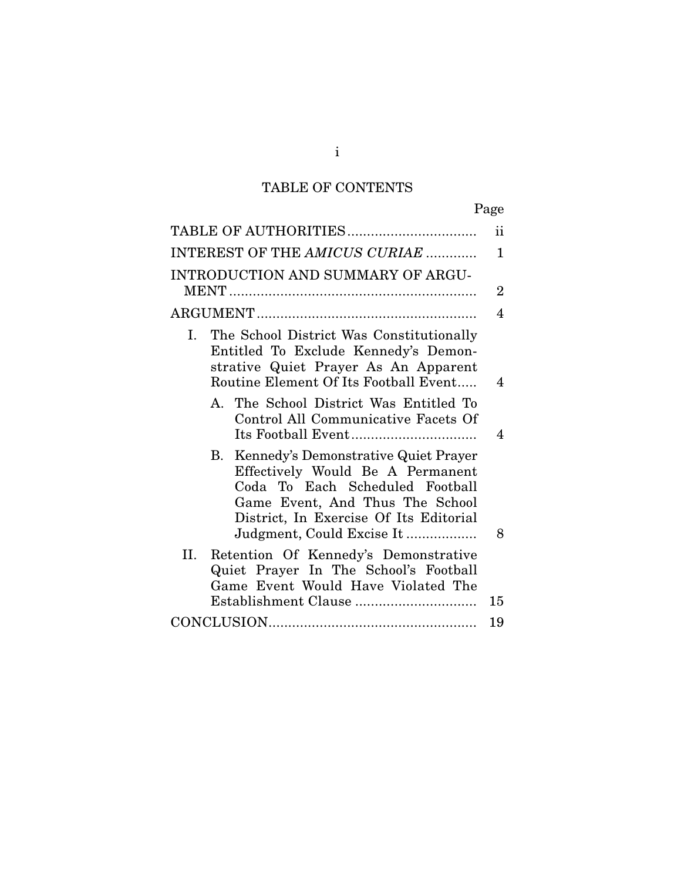## TABLE OF CONTENTS

| | Page |
|---|---|
| TABLE OF AUTHORITIES | ii |
| INTEREST OF THE *AMICUS CURIAE* | 1 |
| INTRODUCTION AND SUMMARY OF ARGUMENT | 2 |
| ARGUMENT | 4 |
| I. The School District Was Constitutionally Entitled To Exclude Kennedy's Demonstrative Quiet Prayer As An Apparent Routine Element Of Its Football Event | 4 |
| A. The School District Was Entitled To Control All Communicative Facets Of Its Football Event | 4 |
| B. Kennedy's Demonstrative Quiet Prayer Effectively Would Be A Permanent Coda To Each Scheduled Football Game Event, And Thus The School District, In Exercise Of Its Editorial Judgment, Could Excise It | 8 |
| II. Retention Of Kennedy's Demonstrative Quiet Prayer In The School's Football Game Event Would Have Violated The Establishment Clause | 15 |
| CONCLUSION | 19 |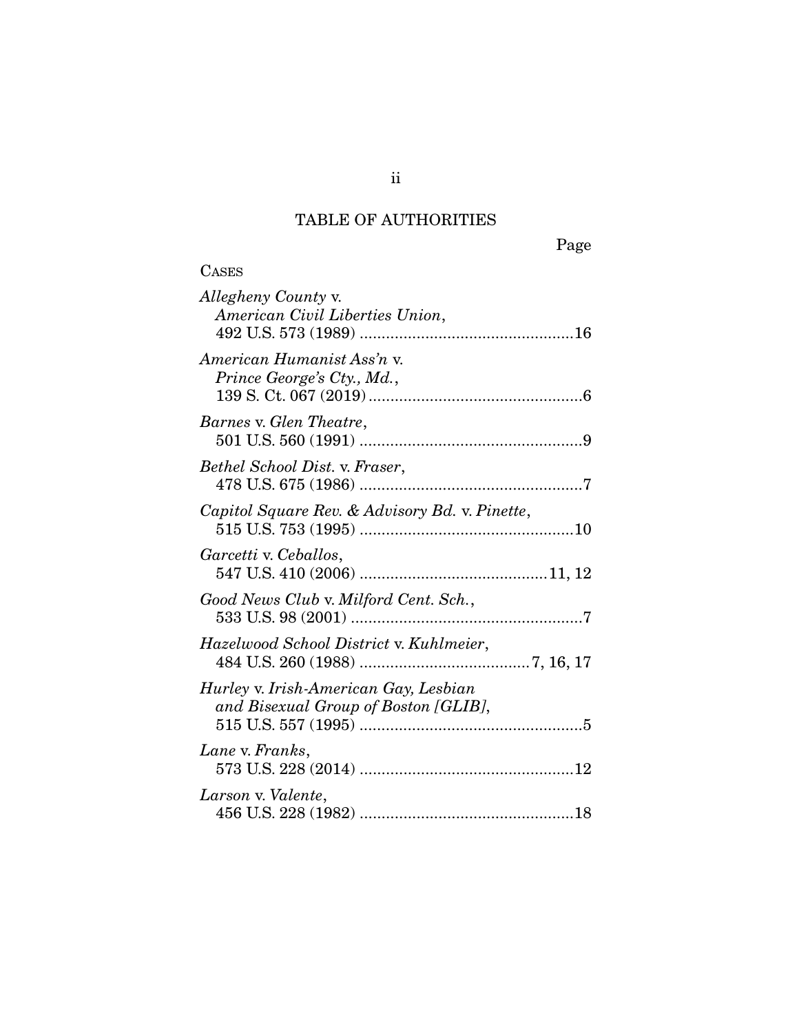## TABLE OF AUTHORITIES

Page

CASES

*Allegheny County* v. *American Civil Liberties Union*, 492 U.S. 573 (1989) ....................16

*American Humanist Ass'n* v. *Prince George's Cty., Md.*, 139 S. Ct. 067 (2019) ....................6

*Barnes* v. *Glen Theatre*, 501 U.S. 560 (1991) ....................9

*Bethel School Dist.* v. *Fraser*, 478 U.S. 675 (1986) ....................7

*Capitol Square Rev. & Advisory Bd.* v. *Pinette*, 515 U.S. 753 (1995) ....................10

*Garcetti* v. *Ceballos*, 547 U.S. 410 (2006) ....................11, 12

*Good News Club* v. *Milford Cent. Sch.*, 533 U.S. 98 (2001) ....................7

*Hazelwood School District* v. *Kuhlmeier*, 484 U.S. 260 (1988) ....................7, 16, 17

*Hurley* v. *Irish-American Gay, Lesbian and Bisexual Group of Boston [GLIB]*, 515 U.S. 557 (1995) ....................5

*Lane* v. *Franks*, 573 U.S. 228 (2014) ....................12

*Larson* v. *Valente*, 456 U.S. 228 (1982) ....................18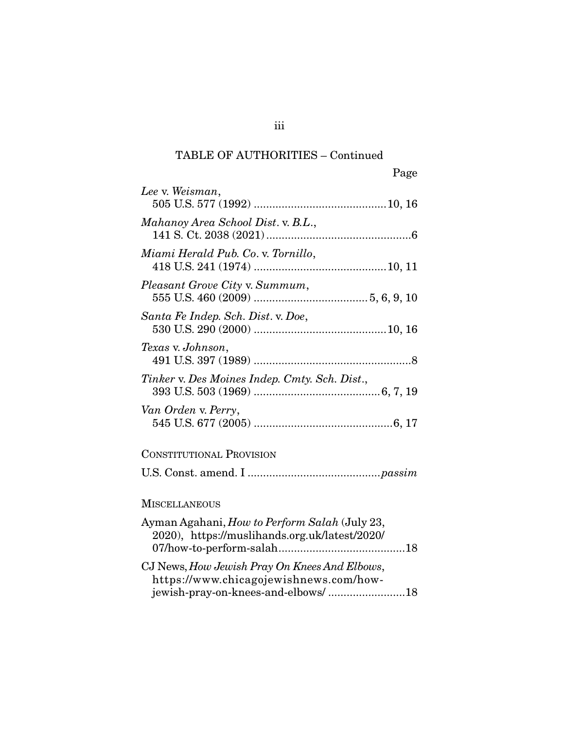TABLE OF AUTHORITIES – Continued

Page

*Lee* v. *Weisman*,
505 U.S. 577 (1992) .......................................... 10, 16

*Mahanoy Area School Dist*. v. *B.L*.,
141 S. Ct. 2038 (2021) ............................................... 6

*Miami Herald Pub. Co*. v. *Tornillo*,
418 U.S. 241 (1974) .......................................... 10, 11

*Pleasant Grove City* v. *Summum*,
555 U.S. 460 (2009) ..................................... 5, 6, 9, 10

*Santa Fe Indep. Sch. Dist*. v. *Doe*,
530 U.S. 290 (2000) .......................................... 10, 16

*Texas* v. *Johnson*,
491 U.S. 397 (1989) .................................................. 8

*Tinker* v. *Des Moines Indep. Cmty. Sch. Dist*.,
393 U.S. 503 (1969) ......................................... 6, 7, 19

*Van Orden* v. *Perry*,
545 U.S. 677 (2005) ............................................ 6, 17

CONSTITUTIONAL PROVISION

U.S. Const. amend. I .......................................... *passim*

MISCELLANEOUS

Ayman Agahani, *How to Perform Salah* (July 23, 2020), https://muslihands.org.uk/latest/2020/07/how-to-perform-salah......................................... 18

CJ News, *How Jewish Pray On Knees And Elbows*, https://www.chicagojewishnews.com/how-jewish-pray-on-knees-and-elbows/ ........................ 18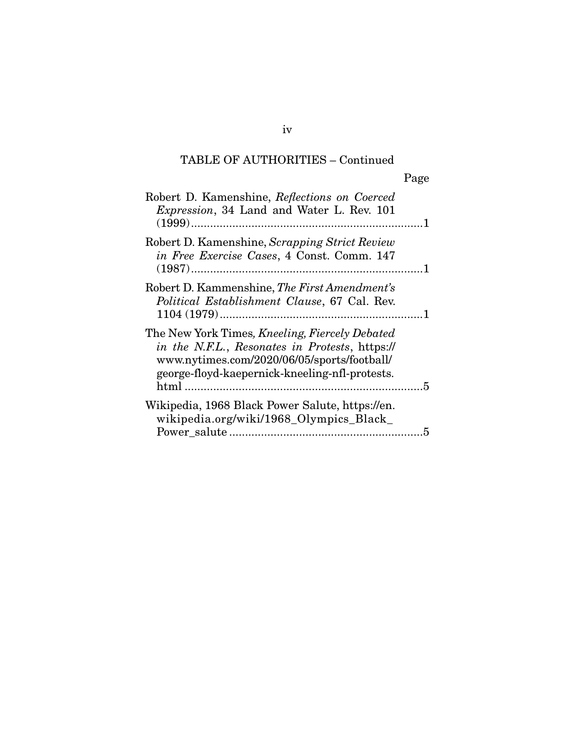## TABLE OF AUTHORITIES – Continued

Page

Robert D. Kamenshine, *Reflections on Coerced Expression*, 34 Land and Water L. Rev. 101 (1999)........................................................................1

Robert D. Kamenshine, *Scrapping Strict Review in Free Exercise Cases*, 4 Const. Comm. 147 (1987)........................................................................1

Robert D. Kammenshine, *The First Amendment's Political Establishment Clause*, 67 Cal. Rev. 1104 (1979)................................................................1

The New York Times*, Kneeling, Fiercely Debated in the N.F.L.*, *Resonates in Protests*, https://www.nytimes.com/2020/06/05/sports/football/george-floyd-kaepernick-kneeling-nfl-protests.html ..........................................................................5

Wikipedia, 1968 Black Power Salute, https://en.wikipedia.org/wiki/1968_Olympics_Black_Power_salute .............................................................5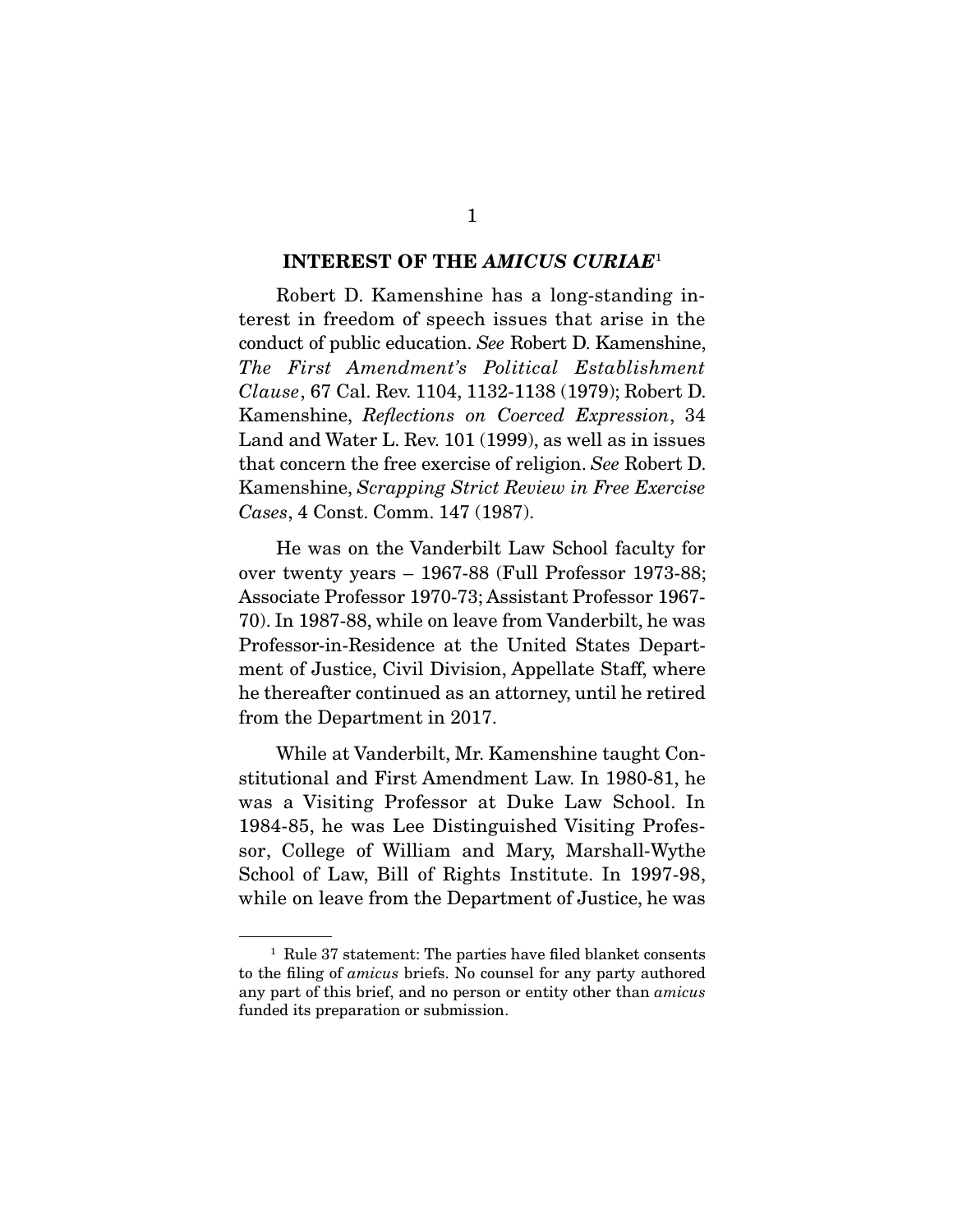## INTEREST OF THE *AMICUS CURIAE*[1]

Robert D. Kamenshine has a long-standing interest in freedom of speech issues that arise in the conduct of public education. *See* Robert D. Kamenshine, *The First Amendment's Political Establishment Clause*, 67 Cal. Rev. 1104, 1132-1138 (1979); Robert D. Kamenshine, *Reflections on Coerced Expression*, 34 Land and Water L. Rev. 101 (1999), as well as in issues that concern the free exercise of religion. *See* Robert D. Kamenshine, *Scrapping Strict Review in Free Exercise Cases*, 4 Const. Comm. 147 (1987).

He was on the Vanderbilt Law School faculty for over twenty years – 1967-88 (Full Professor 1973-88; Associate Professor 1970-73; Assistant Professor 1967-70). In 1987-88, while on leave from Vanderbilt, he was Professor-in-Residence at the United States Department of Justice, Civil Division, Appellate Staff, where he thereafter continued as an attorney, until he retired from the Department in 2017.

While at Vanderbilt, Mr. Kamenshine taught Constitutional and First Amendment Law. In 1980-81, he was a Visiting Professor at Duke Law School. In 1984-85, he was Lee Distinguished Visiting Professor, College of William and Mary, Marshall-Wythe School of Law, Bill of Rights Institute. In 1997-98, while on leave from the Department of Justice, he was

---

[1] Rule 37 statement: The parties have filed blanket consents to the filing of *amicus* briefs. No counsel for any party authored any part of this brief, and no person or entity other than *amicus* funded its preparation or submission.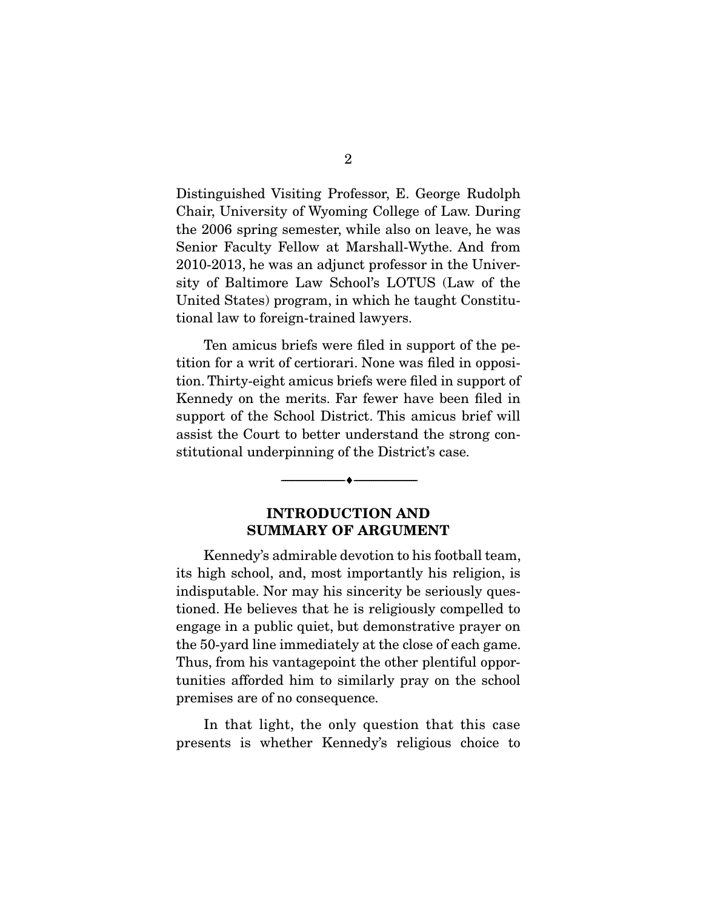Distinguished Visiting Professor, E. George Rudolph Chair, University of Wyoming College of Law. During the 2006 spring semester, while also on leave, he was Senior Faculty Fellow at Marshall-Wythe. And from 2010-2013, he was an adjunct professor in the University of Baltimore Law School's LOTUS (Law of the United States) program, in which he taught Constitutional law to foreign-trained lawyers.

Ten amicus briefs were filed in support of the petition for a writ of certiorari. None was filed in opposition. Thirty-eight amicus briefs were filed in support of Kennedy on the merits. Far fewer have been filed in support of the School District. This amicus brief will assist the Court to better understand the strong constitutional underpinning of the District's case.

---

## INTRODUCTION AND SUMMARY OF ARGUMENT

Kennedy's admirable devotion to his football team, its high school, and, most importantly his religion, is indisputable. Nor may his sincerity be seriously questioned. He believes that he is religiously compelled to engage in a public quiet, but demonstrative prayer on the 50-yard line immediately at the close of each game. Thus, from his vantagepoint the other plentiful opportunities afforded him to similarly pray on the school premises are of no consequence.

In that light, the only question that this case presents is whether Kennedy's religious choice to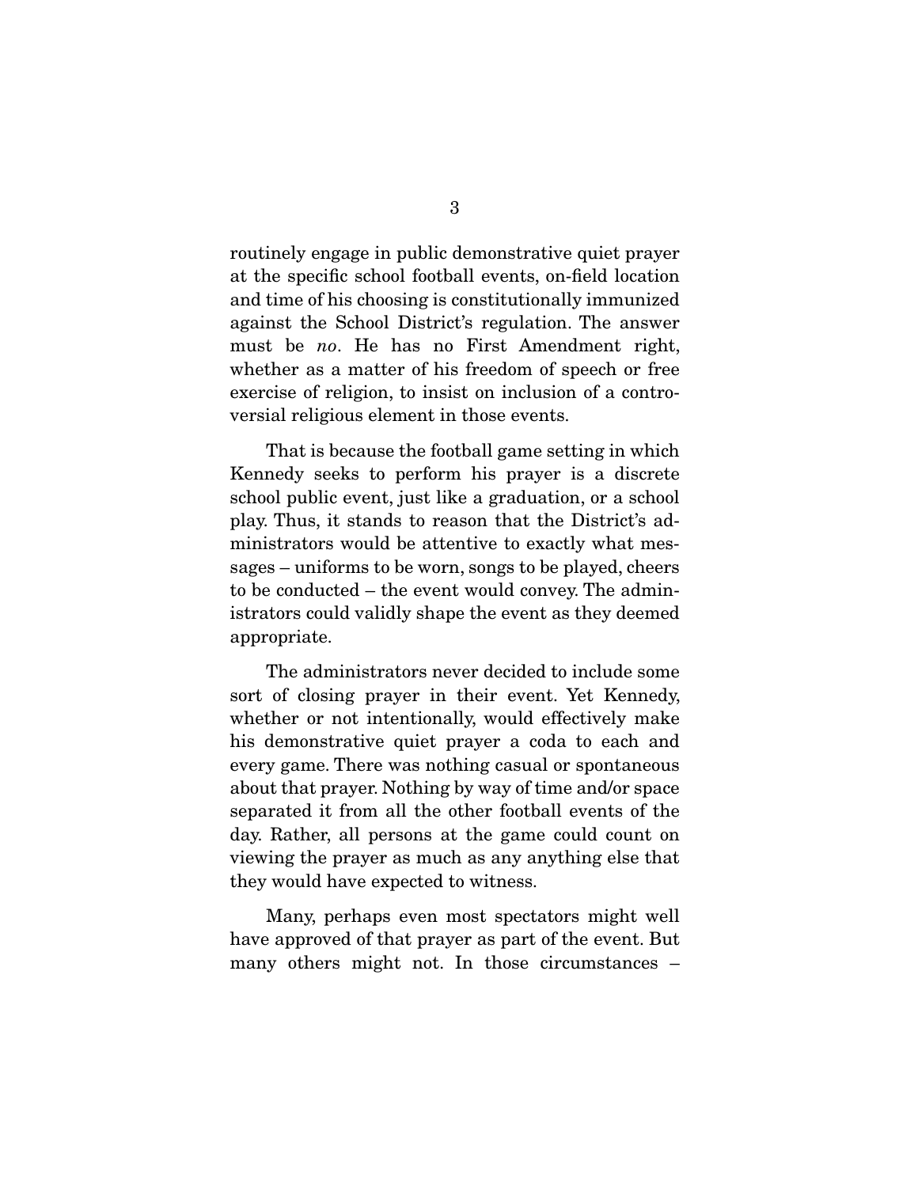routinely engage in public demonstrative quiet prayer at the specific school football events, on-field location and time of his choosing is constitutionally immunized against the School District's regulation. The answer must be *no*. He has no First Amendment right, whether as a matter of his freedom of speech or free exercise of religion, to insist on inclusion of a controversial religious element in those events.

That is because the football game setting in which Kennedy seeks to perform his prayer is a discrete school public event, just like a graduation, or a school play. Thus, it stands to reason that the District's administrators would be attentive to exactly what messages – uniforms to be worn, songs to be played, cheers to be conducted – the event would convey. The administrators could validly shape the event as they deemed appropriate.

The administrators never decided to include some sort of closing prayer in their event. Yet Kennedy, whether or not intentionally, would effectively make his demonstrative quiet prayer a coda to each and every game. There was nothing casual or spontaneous about that prayer. Nothing by way of time and/or space separated it from all the other football events of the day. Rather, all persons at the game could count on viewing the prayer as much as any anything else that they would have expected to witness.

Many, perhaps even most spectators might well have approved of that prayer as part of the event. But many others might not. In those circumstances –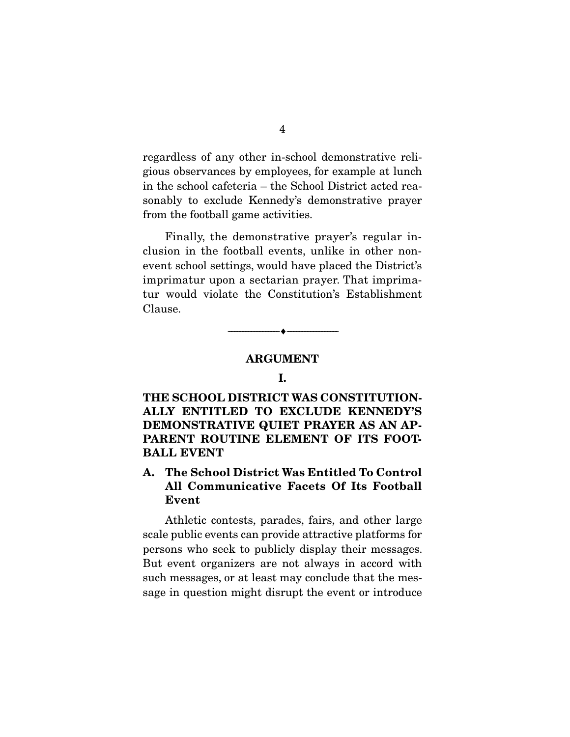regardless of any other in-school demonstrative religious observances by employees, for example at lunch in the school cafeteria – the School District acted reasonably to exclude Kennedy's demonstrative prayer from the football game activities.

Finally, the demonstrative prayer's regular inclusion in the football events, unlike in other non-event school settings, would have placed the District's imprimatur upon a sectarian prayer. That imprimatur would violate the Constitution's Establishment Clause.

---

## ARGUMENT

### I.

### THE SCHOOL DISTRICT WAS CONSTITUTIONALLY ENTITLED TO EXCLUDE KENNEDY'S DEMONSTRATIVE QUIET PRAYER AS AN APPARENT ROUTINE ELEMENT OF ITS FOOTBALL EVENT

#### A. The School District Was Entitled To Control All Communicative Facets Of Its Football Event

Athletic contests, parades, fairs, and other large scale public events can provide attractive platforms for persons who seek to publicly display their messages. But event organizers are not always in accord with such messages, or at least may conclude that the message in question might disrupt the event or introduce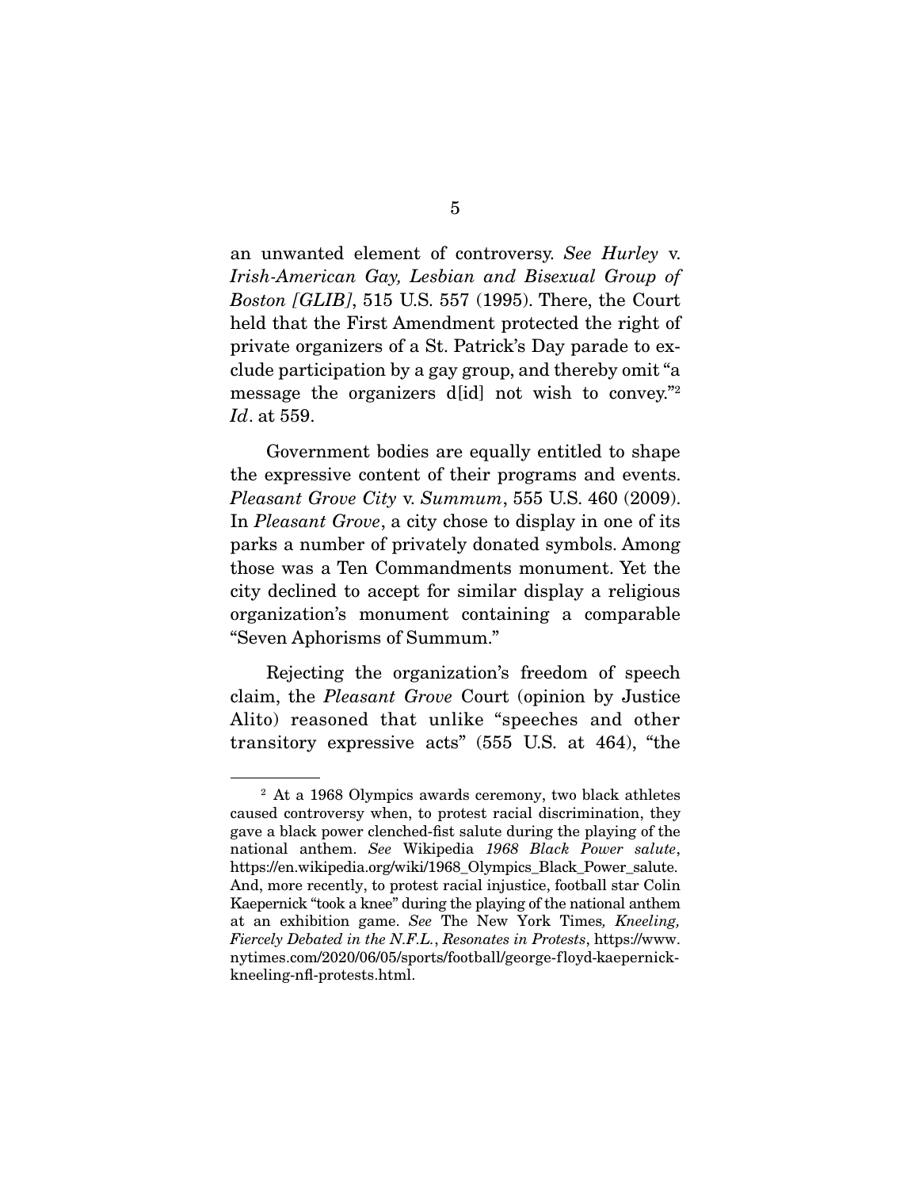an unwanted element of controversy. *See Hurley* v. *Irish-American Gay, Lesbian and Bisexual Group of Boston [GLIB]*, 515 U.S. 557 (1995). There, the Court held that the First Amendment protected the right of private organizers of a St. Patrick's Day parade to exclude participation by a gay group, and thereby omit "a message the organizers d[id] not wish to convey."[2] *Id*. at 559.

Government bodies are equally entitled to shape the expressive content of their programs and events. *Pleasant Grove City* v. *Summum*, 555 U.S. 460 (2009). In *Pleasant Grove*, a city chose to display in one of its parks a number of privately donated symbols. Among those was a Ten Commandments monument. Yet the city declined to accept for similar display a religious organization's monument containing a comparable "Seven Aphorisms of Summum."

Rejecting the organization's freedom of speech claim, the *Pleasant Grove* Court (opinion by Justice Alito) reasoned that unlike "speeches and other transitory expressive acts" (555 U.S. at 464), "the

---

[2] At a 1968 Olympics awards ceremony, two black athletes caused controversy when, to protest racial discrimination, they gave a black power clenched-fist salute during the playing of the national anthem. *See* Wikipedia *1968 Black Power salute*, https://en.wikipedia.org/wiki/1968_Olympics_Black_Power_salute. And, more recently, to protest racial injustice, football star Colin Kaepernick "took a knee" during the playing of the national anthem at an exhibition game. *See* The New York Times*, Kneeling, Fiercely Debated in the N.F.L.*, *Resonates in Protests*, https://www.nytimes.com/2020/06/05/sports/football/george-floyd-kaepernick-kneeling-nfl-protests.html.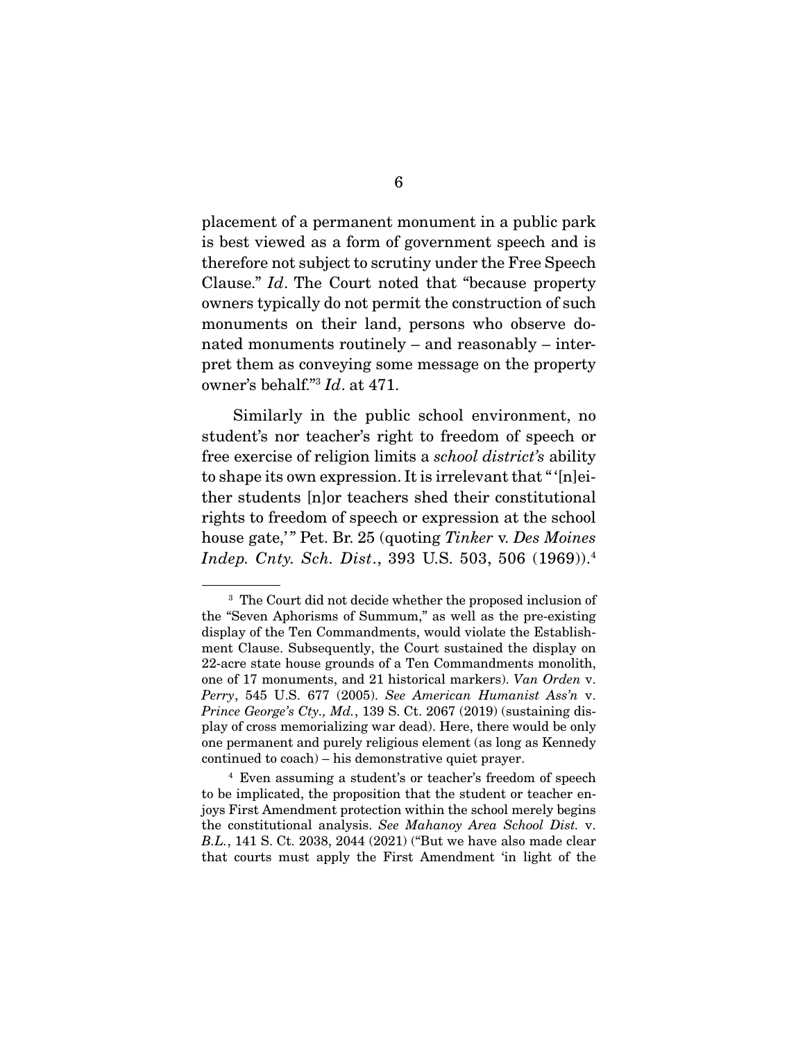placement of a permanent monument in a public park is best viewed as a form of government speech and is therefore not subject to scrutiny under the Free Speech Clause." *Id*. The Court noted that "because property owners typically do not permit the construction of such monuments on their land, persons who observe donated monuments routinely – and reasonably – interpret them as conveying some message on the property owner's behalf."[3] *Id*. at 471.

Similarly in the public school environment, no student's nor teacher's right to freedom of speech or free exercise of religion limits a *school district's* ability to shape its own expression. It is irrelevant that "'[n]either students [n]or teachers shed their constitutional rights to freedom of speech or expression at the school house gate,'" Pet. Br. 25 (quoting *Tinker* v. *Des Moines Indep. Cnty. Sch. Dist*., 393 U.S. 503, 506 (1969)).[4]

---

[3] The Court did not decide whether the proposed inclusion of the "Seven Aphorisms of Summum," as well as the pre-existing display of the Ten Commandments, would violate the Establishment Clause. Subsequently, the Court sustained the display on 22-acre state house grounds of a Ten Commandments monolith, one of 17 monuments, and 21 historical markers). *Van Orden* v. *Perry*, 545 U.S. 677 (2005). *See American Humanist Ass'n* v. *Prince George's Cty., Md.*, 139 S. Ct. 2067 (2019) (sustaining display of cross memorializing war dead). Here, there would be only one permanent and purely religious element (as long as Kennedy continued to coach) – his demonstrative quiet prayer.

[4] Even assuming a student's or teacher's freedom of speech to be implicated, the proposition that the student or teacher enjoys First Amendment protection within the school merely begins the constitutional analysis. *See Mahanoy Area School Dist.* v. *B.L.*, 141 S. Ct. 2038, 2044 (2021) ("But we have also made clear that courts must apply the First Amendment 'in light of the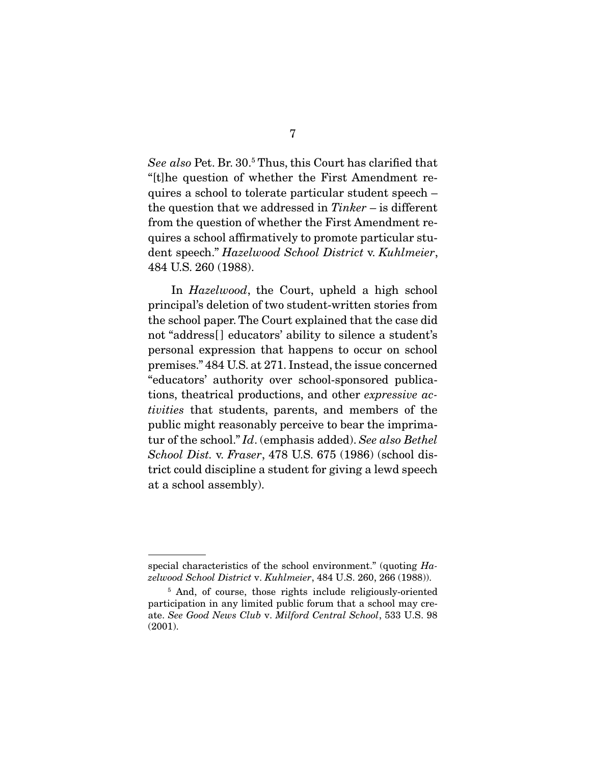*See also* Pet. Br. 30.[5] Thus, this Court has clarified that "[t]he question of whether the First Amendment requires a school to tolerate particular student speech – the question that we addressed in *Tinker* – is different from the question of whether the First Amendment requires a school affirmatively to promote particular student speech." *Hazelwood School District* v. *Kuhlmeier*, 484 U.S. 260 (1988).

In *Hazelwood*, the Court, upheld a high school principal's deletion of two student-written stories from the school paper. The Court explained that the case did not "address[] educators' ability to silence a student's personal expression that happens to occur on school premises." 484 U.S. at 271. Instead, the issue concerned "educators' authority over school-sponsored publications, theatrical productions, and other *expressive activities* that students, parents, and members of the public might reasonably perceive to bear the imprimatur of the school." *Id*. (emphasis added). *See also Bethel School Dist.* v. *Fraser*, 478 U.S. 675 (1986) (school district could discipline a student for giving a lewd speech at a school assembly).

---

special characteristics of the school environment." (quoting *Hazelwood School District* v. *Kuhlmeier*, 484 U.S. 260, 266 (1988)).

[5] And, of course, those rights include religiously-oriented participation in any limited public forum that a school may create. *See Good News Club* v. *Milford Central School*, 533 U.S. 98 (2001).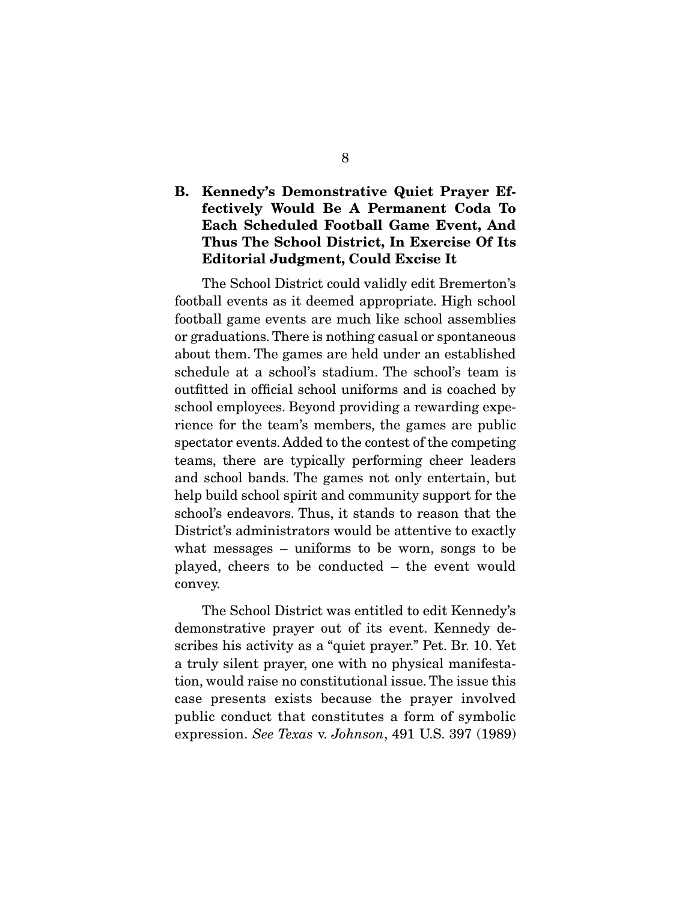### B. Kennedy's Demonstrative Quiet Prayer Effectively Would Be A Permanent Coda To Each Scheduled Football Game Event, And Thus The School District, In Exercise Of Its Editorial Judgment, Could Excise It

The School District could validly edit Bremerton's football events as it deemed appropriate. High school football game events are much like school assemblies or graduations. There is nothing casual or spontaneous about them. The games are held under an established schedule at a school's stadium. The school's team is outfitted in official school uniforms and is coached by school employees. Beyond providing a rewarding experience for the team's members, the games are public spectator events. Added to the contest of the competing teams, there are typically performing cheer leaders and school bands. The games not only entertain, but help build school spirit and community support for the school's endeavors. Thus, it stands to reason that the District's administrators would be attentive to exactly what messages – uniforms to be worn, songs to be played, cheers to be conducted – the event would convey.

The School District was entitled to edit Kennedy's demonstrative prayer out of its event. Kennedy describes his activity as a "quiet prayer." Pet. Br. 10. Yet a truly silent prayer, one with no physical manifestation, would raise no constitutional issue. The issue this case presents exists because the prayer involved public conduct that constitutes a form of symbolic expression. *See Texas* v. *Johnson*, 491 U.S. 397 (1989)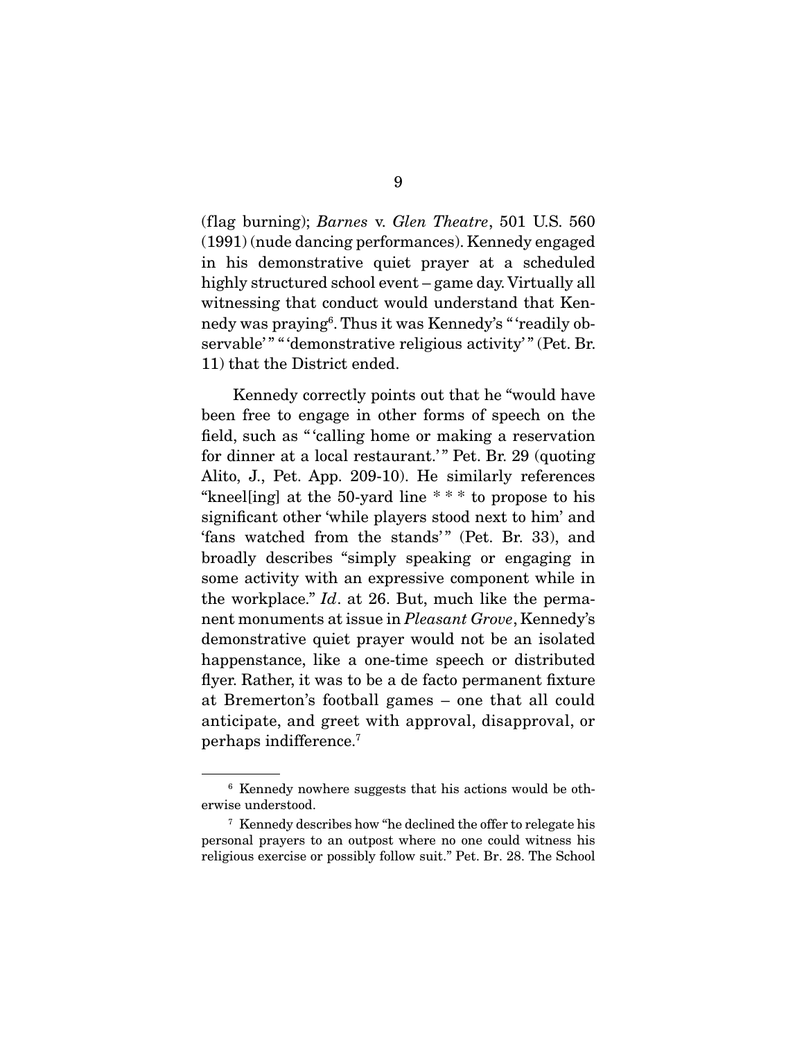(flag burning); *Barnes* v. *Glen Theatre*, 501 U.S. 560 (1991) (nude dancing performances). Kennedy engaged in his demonstrative quiet prayer at a scheduled highly structured school event – game day. Virtually all witnessing that conduct would understand that Kennedy was praying[6]. Thus it was Kennedy's "'readily observable'" "'demonstrative religious activity'" (Pet. Br. 11) that the District ended.

Kennedy correctly points out that he "would have been free to engage in other forms of speech on the field, such as "'calling home or making a reservation for dinner at a local restaurant.'" Pet. Br. 29 (quoting Alito, J., Pet. App. 209-10). He similarly references "kneel[ing] at the 50-yard line * * * to propose to his significant other 'while players stood next to him' and 'fans watched from the stands'" (Pet. Br. 33), and broadly describes "simply speaking or engaging in some activity with an expressive component while in the workplace." *Id*. at 26. But, much like the permanent monuments at issue in *Pleasant Grove*, Kennedy's demonstrative quiet prayer would not be an isolated happenstance, like a one-time speech or distributed flyer. Rather, it was to be a de facto permanent fixture at Bremerton's football games – one that all could anticipate, and greet with approval, disapproval, or perhaps indifference.[7]

---

[6] Kennedy nowhere suggests that his actions would be otherwise understood.

[7] Kennedy describes how "he declined the offer to relegate his personal prayers to an outpost where no one could witness his religious exercise or possibly follow suit." Pet. Br. 28. The School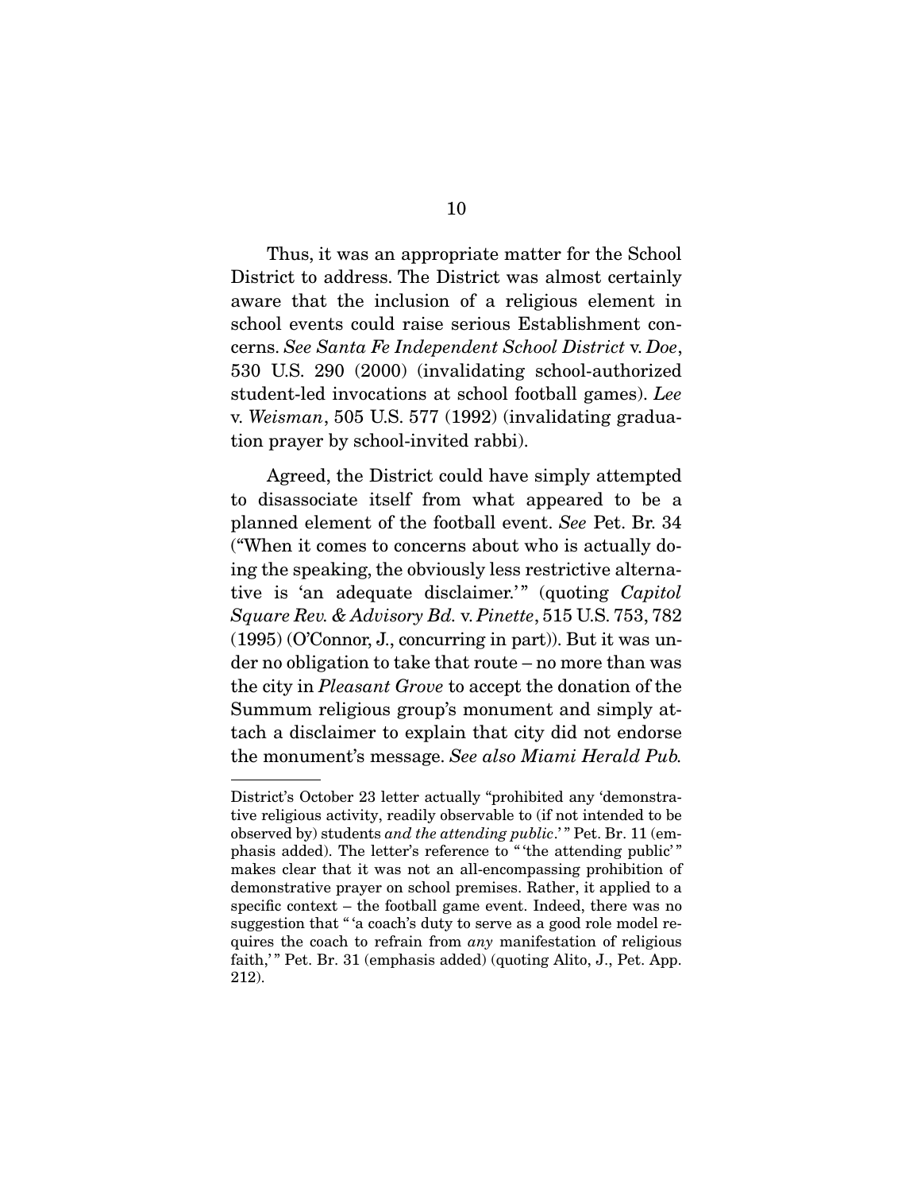Thus, it was an appropriate matter for the School District to address. The District was almost certainly aware that the inclusion of a religious element in school events could raise serious Establishment concerns. *See Santa Fe Independent School District* v. *Doe*, 530 U.S. 290 (2000) (invalidating school-authorized student-led invocations at school football games). *Lee* v. *Weisman*, 505 U.S. 577 (1992) (invalidating graduation prayer by school-invited rabbi).

Agreed, the District could have simply attempted to disassociate itself from what appeared to be a planned element of the football event. *See* Pet. Br. 34 ("When it comes to concerns about who is actually doing the speaking, the obviously less restrictive alternative is 'an adequate disclaimer.'" (quoting *Capitol Square Rev. & Advisory Bd.* v. *Pinette*, 515 U.S. 753, 782 (1995) (O'Connor, J., concurring in part)). But it was under no obligation to take that route – no more than was the city in *Pleasant Grove* to accept the donation of the Summum religious group's monument and simply attach a disclaimer to explain that city did not endorse the monument's message. *See also Miami Herald Pub.*

---

District's October 23 letter actually "prohibited any 'demonstrative religious activity, readily observable to (if not intended to be observed by) students *and the attending public*.'" Pet. Br. 11 (emphasis added). The letter's reference to "'the attending public'" makes clear that it was not an all-encompassing prohibition of demonstrative prayer on school premises. Rather, it applied to a specific context – the football game event. Indeed, there was no suggestion that "'a coach's duty to serve as a good role model requires the coach to refrain from *any* manifestation of religious faith,'" Pet. Br. 31 (emphasis added) (quoting Alito, J., Pet. App. 212).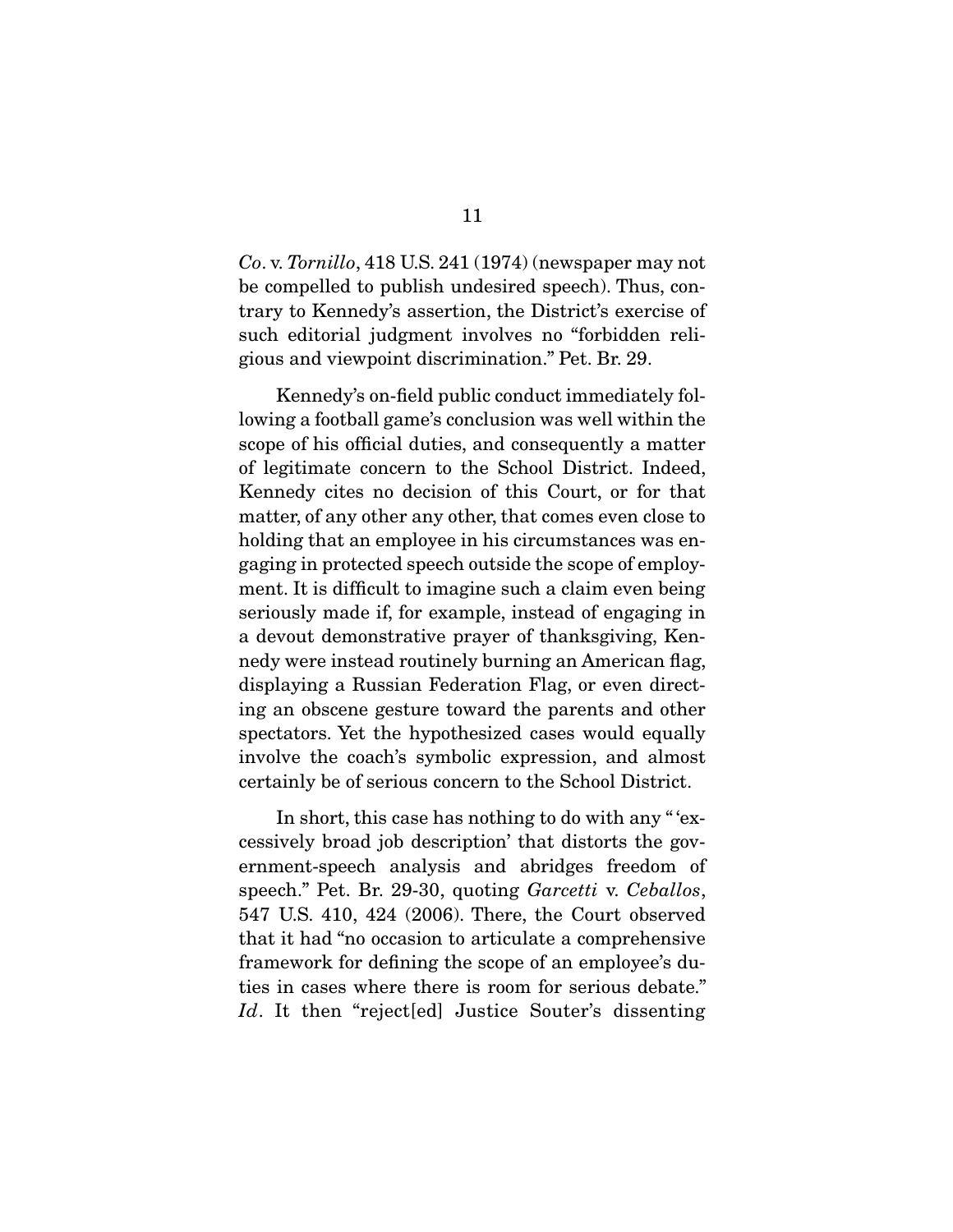*Co*. v. *Tornillo*, 418 U.S. 241 (1974) (newspaper may not be compelled to publish undesired speech). Thus, contrary to Kennedy's assertion, the District's exercise of such editorial judgment involves no "forbidden religious and viewpoint discrimination." Pet. Br. 29.

Kennedy's on-field public conduct immediately following a football game's conclusion was well within the scope of his official duties, and consequently a matter of legitimate concern to the School District. Indeed, Kennedy cites no decision of this Court, or for that matter, of any other any other, that comes even close to holding that an employee in his circumstances was engaging in protected speech outside the scope of employment. It is difficult to imagine such a claim even being seriously made if, for example, instead of engaging in a devout demonstrative prayer of thanksgiving, Kennedy were instead routinely burning an American flag, displaying a Russian Federation Flag, or even directing an obscene gesture toward the parents and other spectators. Yet the hypothesized cases would equally involve the coach's symbolic expression, and almost certainly be of serious concern to the School District.

In short, this case has nothing to do with any " 'excessively broad job description' that distorts the government-speech analysis and abridges freedom of speech." Pet. Br. 29-30, quoting *Garcetti* v. *Ceballos*, 547 U.S. 410, 424 (2006). There, the Court observed that it had "no occasion to articulate a comprehensive framework for defining the scope of an employee's duties in cases where there is room for serious debate." *Id*. It then "reject[ed] Justice Souter's dissenting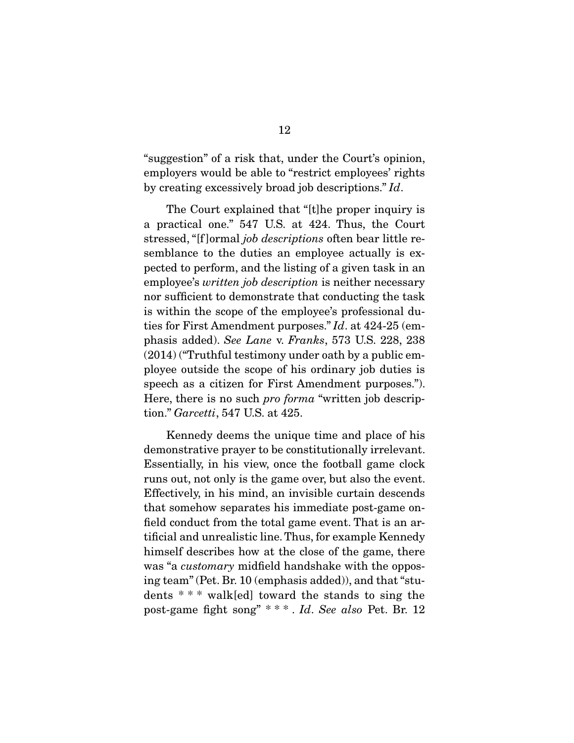"suggestion" of a risk that, under the Court's opinion, employers would be able to "restrict employees' rights by creating excessively broad job descriptions." *Id*.

The Court explained that "[t]he proper inquiry is a practical one." 547 U.S. at 424. Thus, the Court stressed, "[f]ormal *job descriptions* often bear little resemblance to the duties an employee actually is expected to perform, and the listing of a given task in an employee's *written job description* is neither necessary nor sufficient to demonstrate that conducting the task is within the scope of the employee's professional duties for First Amendment purposes." *Id*. at 424-25 (emphasis added). *See Lane* v. *Franks*, 573 U.S. 228, 238 (2014) ("Truthful testimony under oath by a public employee outside the scope of his ordinary job duties is speech as a citizen for First Amendment purposes."). Here, there is no such *pro forma* "written job description." *Garcetti*, 547 U.S. at 425.

Kennedy deems the unique time and place of his demonstrative prayer to be constitutionally irrelevant. Essentially, in his view, once the football game clock runs out, not only is the game over, but also the event. Effectively, in his mind, an invisible curtain descends that somehow separates his immediate post-game on-field conduct from the total game event. That is an artificial and unrealistic line. Thus, for example Kennedy himself describes how at the close of the game, there was "a *customary* midfield handshake with the opposing team" (Pet. Br. 10 (emphasis added)), and that "students * * * walk[ed] toward the stands to sing the post-game fight song" * * * . *Id*. *See also* Pet. Br. 12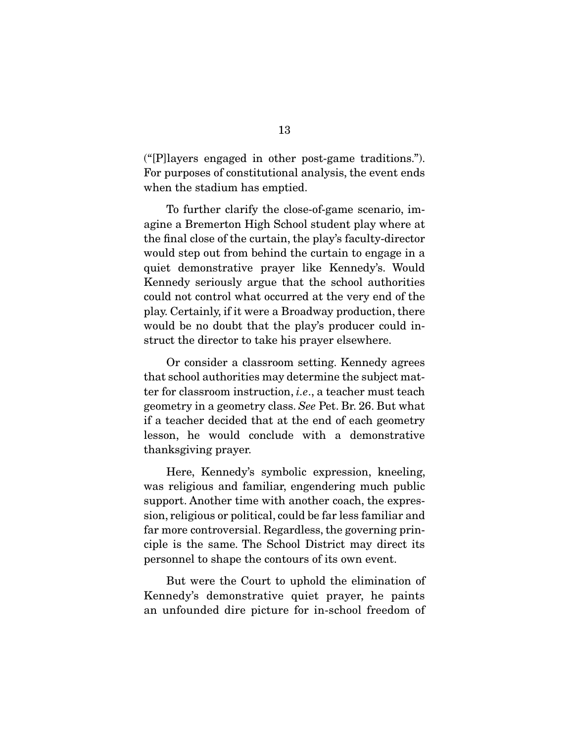("[P]layers engaged in other post-game traditions."). For purposes of constitutional analysis, the event ends when the stadium has emptied.

To further clarify the close-of-game scenario, imagine a Bremerton High School student play where at the final close of the curtain, the play's faculty-director would step out from behind the curtain to engage in a quiet demonstrative prayer like Kennedy's. Would Kennedy seriously argue that the school authorities could not control what occurred at the very end of the play. Certainly, if it were a Broadway production, there would be no doubt that the play's producer could instruct the director to take his prayer elsewhere.

Or consider a classroom setting. Kennedy agrees that school authorities may determine the subject matter for classroom instruction, *i.e.*, a teacher must teach geometry in a geometry class. *See* Pet. Br. 26. But what if a teacher decided that at the end of each geometry lesson, he would conclude with a demonstrative thanksgiving prayer.

Here, Kennedy's symbolic expression, kneeling, was religious and familiar, engendering much public support. Another time with another coach, the expression, religious or political, could be far less familiar and far more controversial. Regardless, the governing principle is the same. The School District may direct its personnel to shape the contours of its own event.

But were the Court to uphold the elimination of Kennedy's demonstrative quiet prayer, he paints an unfounded dire picture for in-school freedom of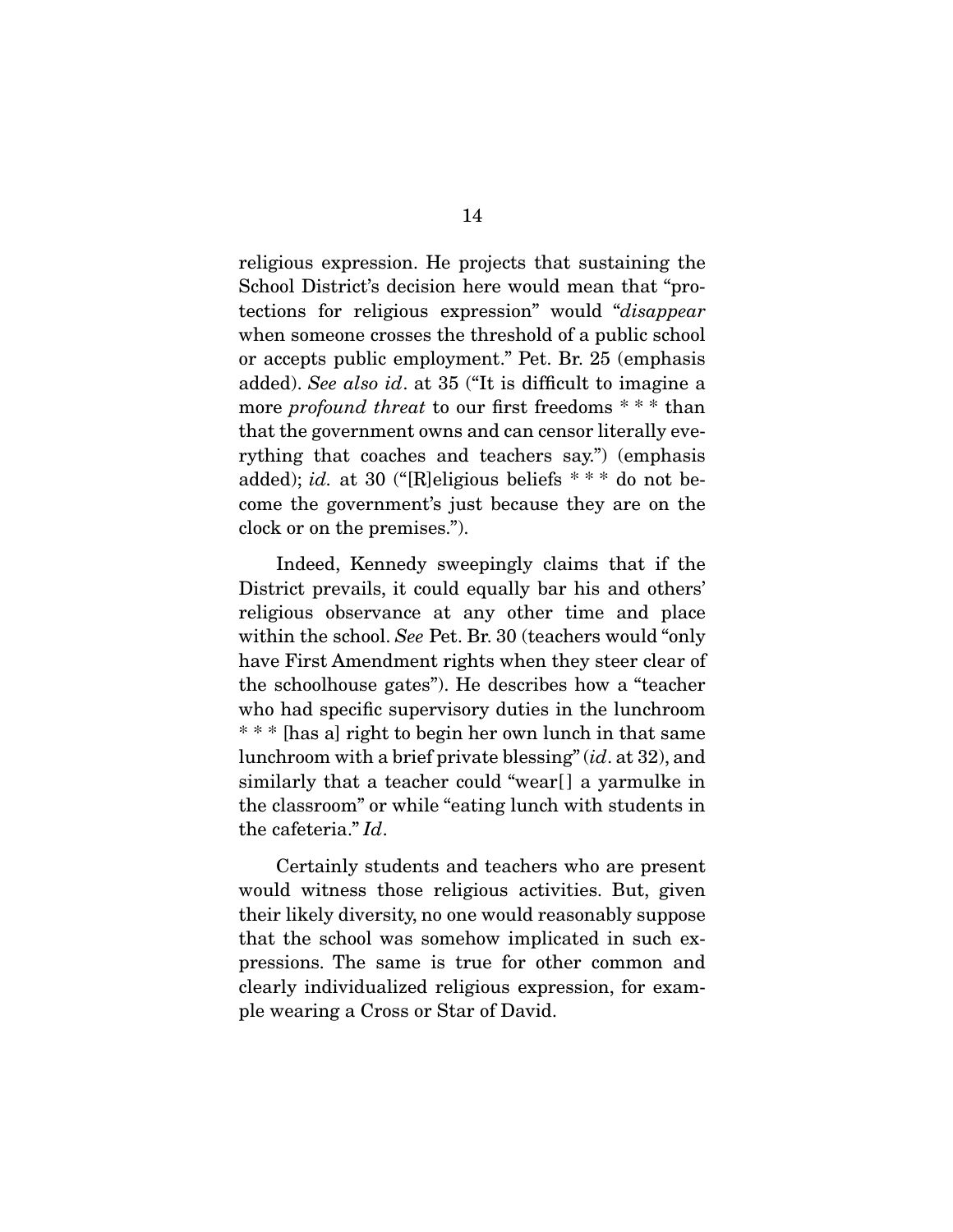religious expression. He projects that sustaining the School District's decision here would mean that "protections for religious expression" would "*disappear* when someone crosses the threshold of a public school or accepts public employment." Pet. Br. 25 (emphasis added). *See also id*. at 35 ("It is difficult to imagine a more *profound threat* to our first freedoms * * * than that the government owns and can censor literally everything that coaches and teachers say.") (emphasis added); *id.* at 30 ("[R]eligious beliefs * * * do not become the government's just because they are on the clock or on the premises.").

Indeed, Kennedy sweepingly claims that if the District prevails, it could equally bar his and others' religious observance at any other time and place within the school. *See* Pet. Br. 30 (teachers would "only have First Amendment rights when they steer clear of the schoolhouse gates"). He describes how a "teacher who had specific supervisory duties in the lunchroom * * * [has a] right to begin her own lunch in that same lunchroom with a brief private blessing" (*id*. at 32), and similarly that a teacher could "wear[] a yarmulke in the classroom" or while "eating lunch with students in the cafeteria." *Id*.

Certainly students and teachers who are present would witness those religious activities. But, given their likely diversity, no one would reasonably suppose that the school was somehow implicated in such expressions. The same is true for other common and clearly individualized religious expression, for example wearing a Cross or Star of David.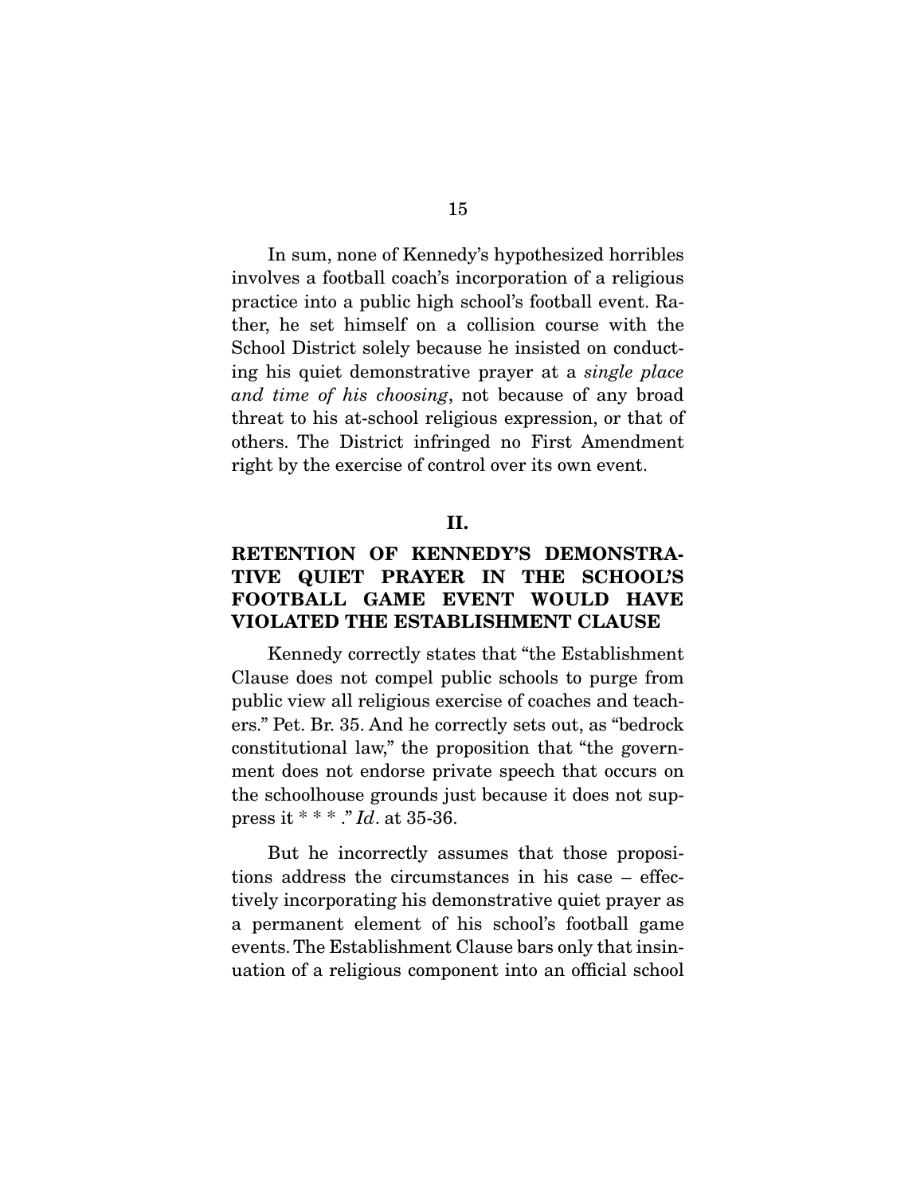In sum, none of Kennedy's hypothesized horribles involves a football coach's incorporation of a religious practice into a public high school's football event. Rather, he set himself on a collision course with the School District solely because he insisted on conducting his quiet demonstrative prayer at a *single place and time of his choosing*, not because of any broad threat to his at-school religious expression, or that of others. The District infringed no First Amendment right by the exercise of control over its own event.

## II.

## RETENTION OF KENNEDY'S DEMONSTRATIVE QUIET PRAYER IN THE SCHOOL'S FOOTBALL GAME EVENT WOULD HAVE VIOLATED THE ESTABLISHMENT CLAUSE

Kennedy correctly states that "the Establishment Clause does not compel public schools to purge from public view all religious exercise of coaches and teachers." Pet. Br. 35. And he correctly sets out, as "bedrock constitutional law," the proposition that "the government does not endorse private speech that occurs on the schoolhouse grounds just because it does not suppress it * * * ." *Id*. at 35-36.

But he incorrectly assumes that those propositions address the circumstances in his case – effectively incorporating his demonstrative quiet prayer as a permanent element of his school's football game events. The Establishment Clause bars only that insinuation of a religious component into an official school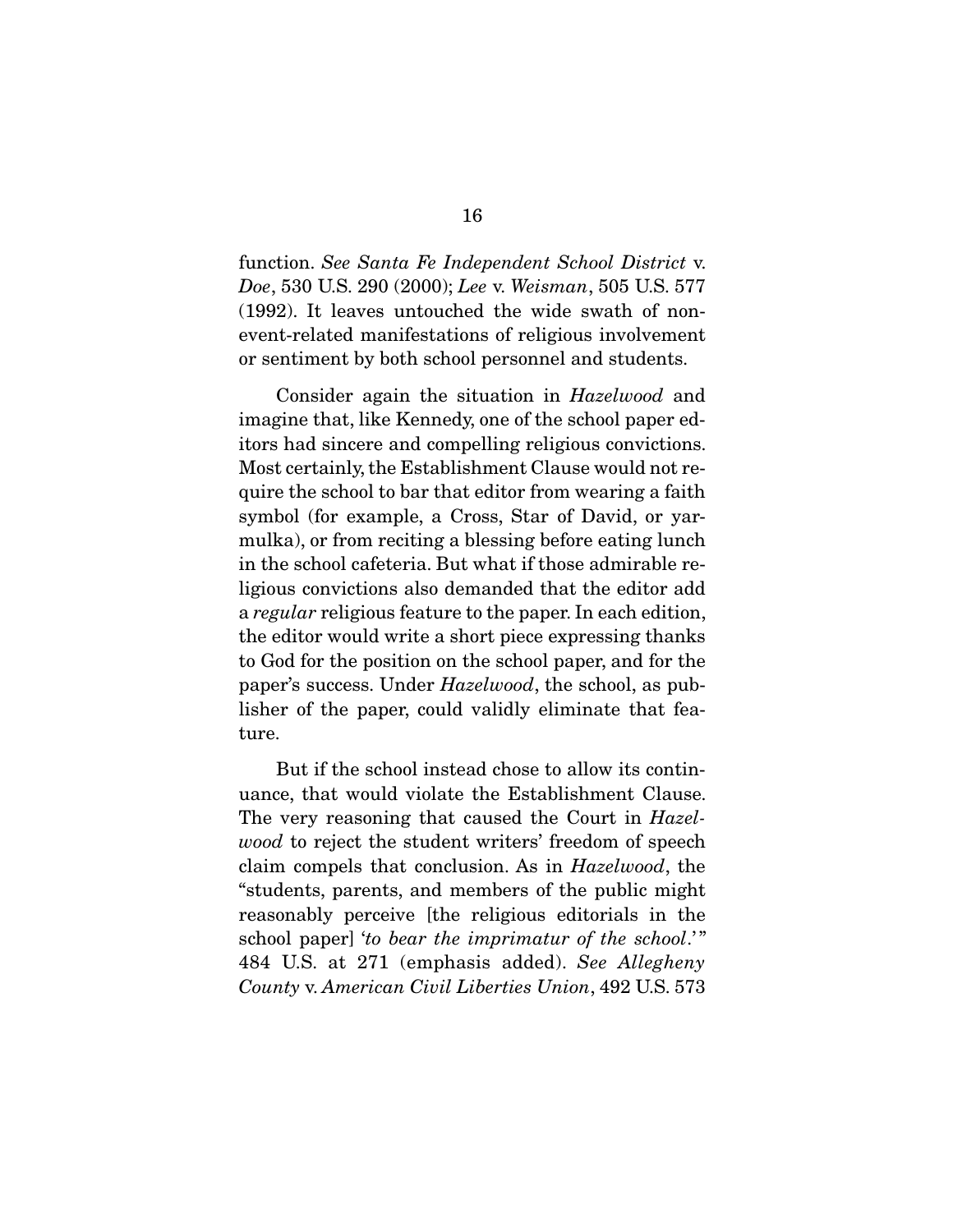function. *See Santa Fe Independent School District* v. *Doe*, 530 U.S. 290 (2000); *Lee* v. *Weisman*, 505 U.S. 577 (1992). It leaves untouched the wide swath of non-event-related manifestations of religious involvement or sentiment by both school personnel and students.

Consider again the situation in *Hazelwood* and imagine that, like Kennedy, one of the school paper editors had sincere and compelling religious convictions. Most certainly, the Establishment Clause would not require the school to bar that editor from wearing a faith symbol (for example, a Cross, Star of David, or yarmulka), or from reciting a blessing before eating lunch in the school cafeteria. But what if those admirable religious convictions also demanded that the editor add a *regular* religious feature to the paper. In each edition, the editor would write a short piece expressing thanks to God for the position on the school paper, and for the paper's success. Under *Hazelwood*, the school, as publisher of the paper, could validly eliminate that feature.

But if the school instead chose to allow its continuance, that would violate the Establishment Clause. The very reasoning that caused the Court in *Hazelwood* to reject the student writers' freedom of speech claim compels that conclusion. As in *Hazelwood*, the "students, parents, and members of the public might reasonably perceive [the religious editorials in the school paper] '*to bear the imprimatur of the school*.'" 484 U.S. at 271 (emphasis added). *See Allegheny County* v. *American Civil Liberties Union*, 492 U.S. 573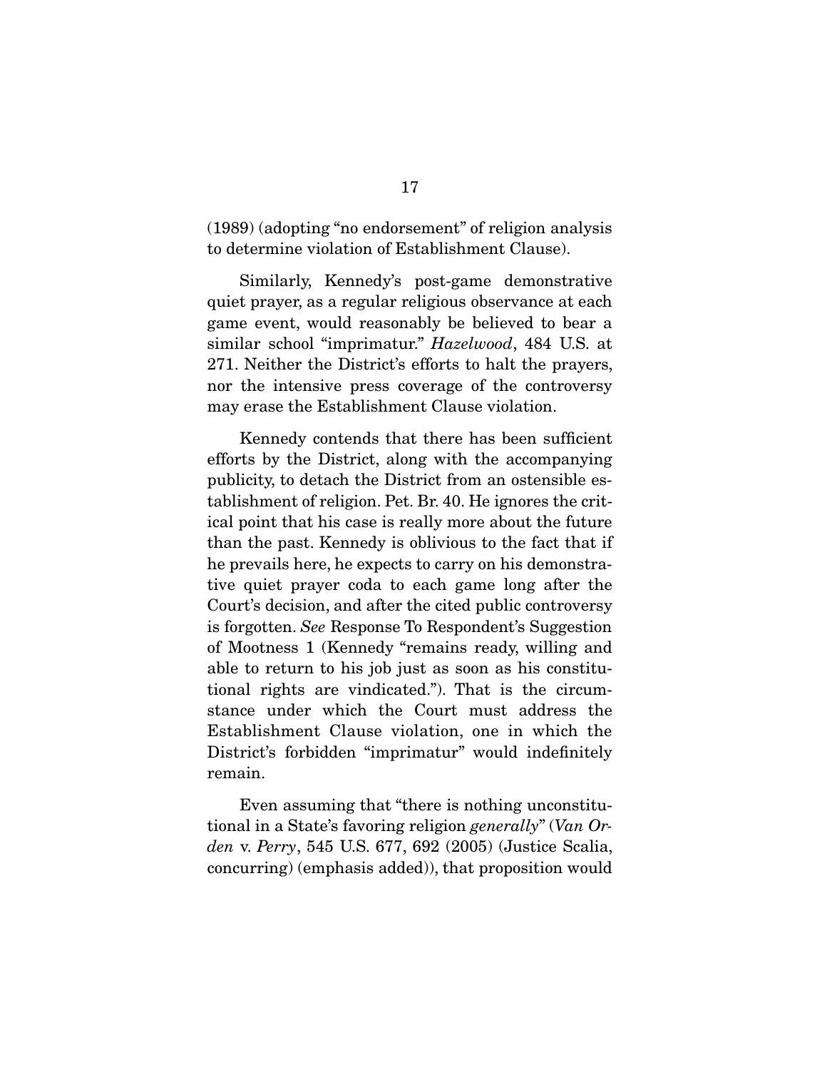(1989) (adopting "no endorsement" of religion analysis to determine violation of Establishment Clause).

Similarly, Kennedy's post-game demonstrative quiet prayer, as a regular religious observance at each game event, would reasonably be believed to bear a similar school "imprimatur." *Hazelwood*, 484 U.S. at 271. Neither the District's efforts to halt the prayers, nor the intensive press coverage of the controversy may erase the Establishment Clause violation.

Kennedy contends that there has been sufficient efforts by the District, along with the accompanying publicity, to detach the District from an ostensible establishment of religion. Pet. Br. 40. He ignores the critical point that his case is really more about the future than the past. Kennedy is oblivious to the fact that if he prevails here, he expects to carry on his demonstrative quiet prayer coda to each game long after the Court's decision, and after the cited public controversy is forgotten. *See* Response To Respondent's Suggestion of Mootness 1 (Kennedy "remains ready, willing and able to return to his job just as soon as his constitutional rights are vindicated."). That is the circumstance under which the Court must address the Establishment Clause violation, one in which the District's forbidden "imprimatur" would indefinitely remain.

Even assuming that "there is nothing unconstitutional in a State's favoring religion *generally*" (*Van Orden* v. *Perry*, 545 U.S. 677, 692 (2005) (Justice Scalia, concurring) (emphasis added)), that proposition would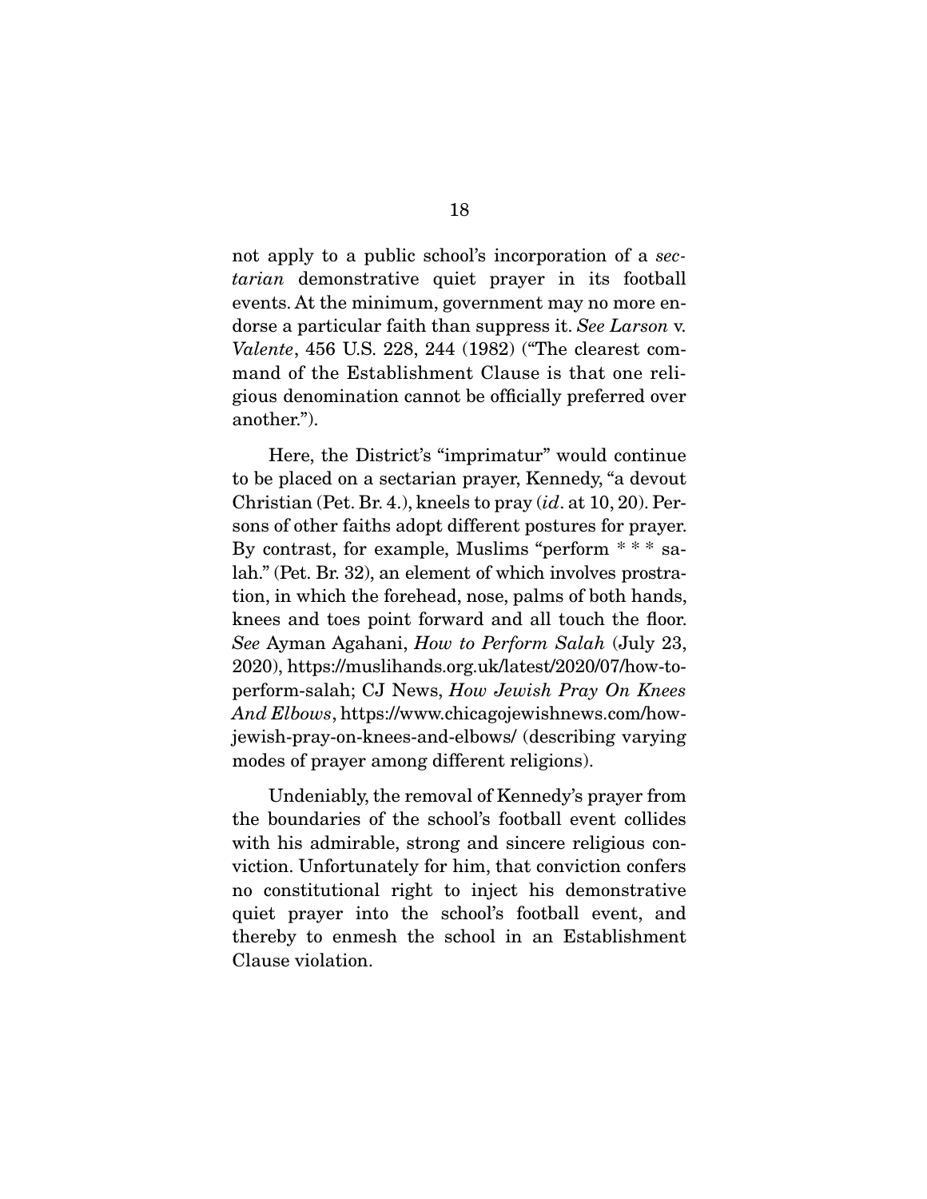not apply to a public school's incorporation of a *sectarian* demonstrative quiet prayer in its football events. At the minimum, government may no more endorse a particular faith than suppress it. *See Larson* v. *Valente*, 456 U.S. 228, 244 (1982) ("The clearest command of the Establishment Clause is that one religious denomination cannot be officially preferred over another.").

Here, the District's "imprimatur" would continue to be placed on a sectarian prayer, Kennedy, "a devout Christian (Pet. Br. 4.), kneels to pray (*id*. at 10, 20). Persons of other faiths adopt different postures for prayer. By contrast, for example, Muslims "perform * * * salah." (Pet. Br. 32), an element of which involves prostration, in which the forehead, nose, palms of both hands, knees and toes point forward and all touch the floor. *See* Ayman Agahani, *How to Perform Salah* (July 23, 2020), https://muslihands.org.uk/latest/2020/07/how-to-perform-salah; CJ News, *How Jewish Pray On Knees And Elbows*, https://www.chicagojewishnews.com/how-jewish-pray-on-knees-and-elbows/ (describing varying modes of prayer among different religions).

Undeniably, the removal of Kennedy's prayer from the boundaries of the school's football event collides with his admirable, strong and sincere religious conviction. Unfortunately for him, that conviction confers no constitutional right to inject his demonstrative quiet prayer into the school's football event, and thereby to enmesh the school in an Establishment Clause violation.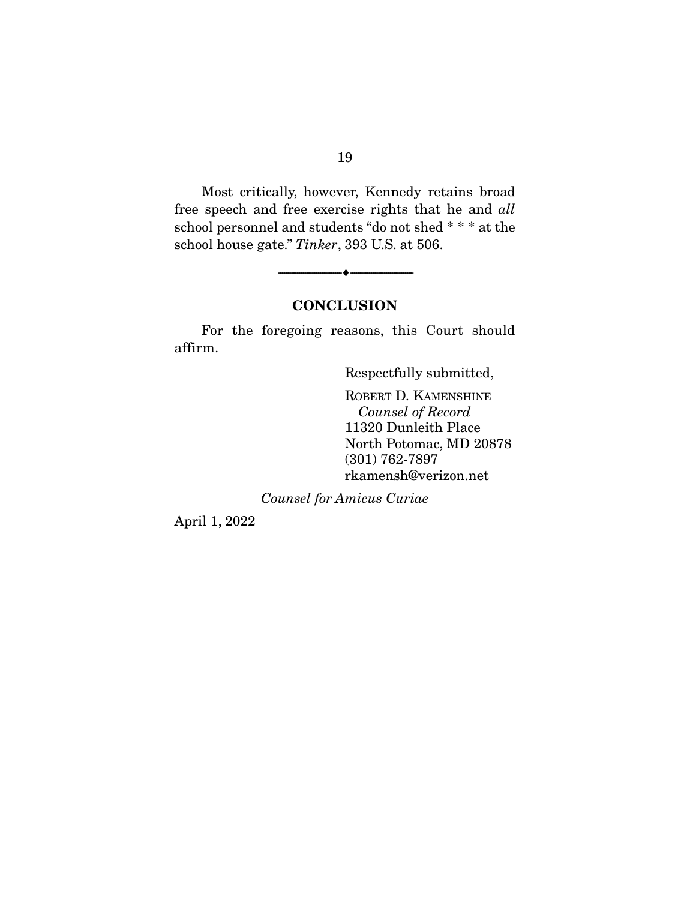Most critically, however, Kennedy retains broad free speech and free exercise rights that he and *all* school personnel and students "do not shed * * * at the school house gate." *Tinker*, 393 U.S. at 506.

## CONCLUSION

For the foregoing reasons, this Court should affirm.

Respectfully submitted,

ROBERT D. KAMENSHINE
*Counsel of Record*
11320 Dunleith Place
North Potomac, MD 20878
(301) 762-7897
rkamensh@verizon.net

*Counsel for Amicus Curiae*

April 1, 2022